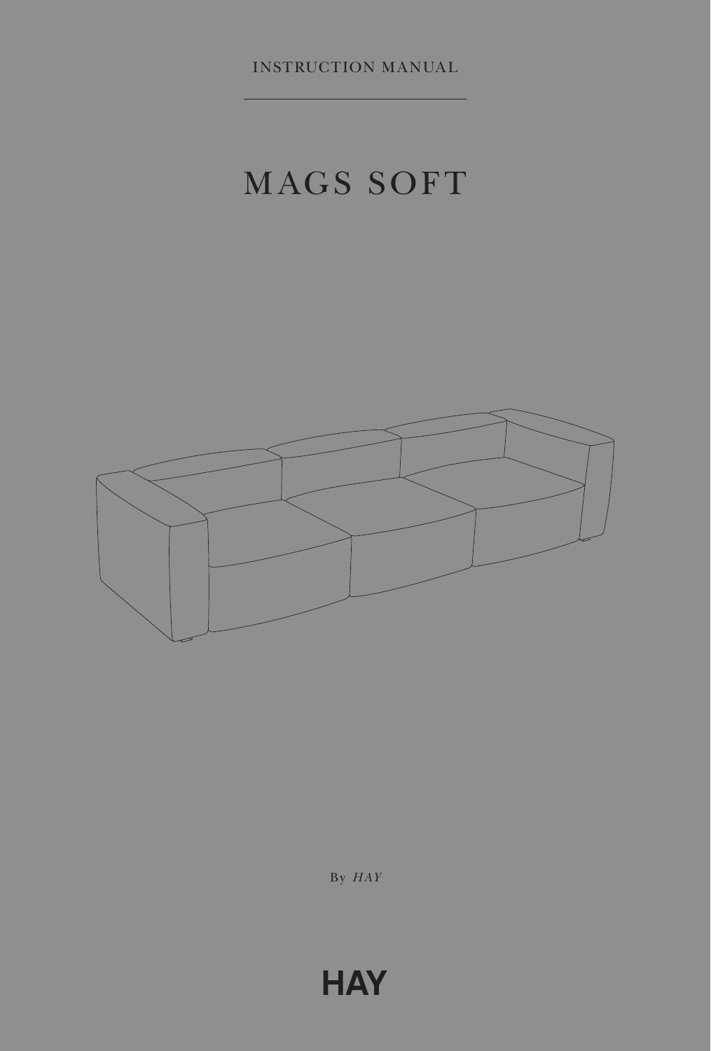INSTRUCTION MANUAL

# MAGS SOFT

By *HAY*

HAY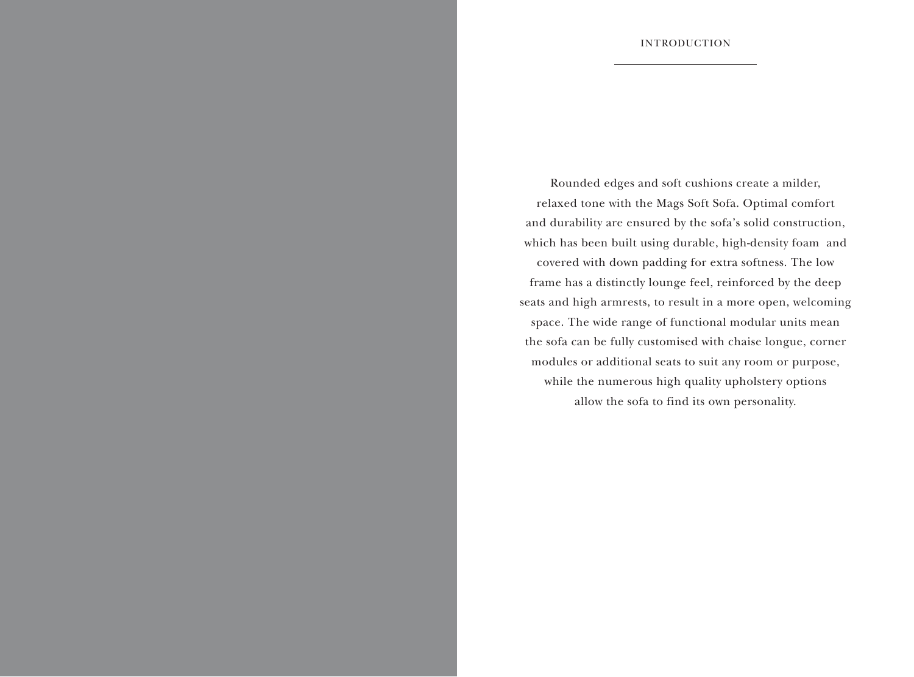## INTRODUCTION

Rounded edges and soft cushions create a milder, relaxed tone with the Mags Soft Sofa. Optimal comfort and durability are ensured by the sofa's solid construction, which has been built using durable, high-density foam and covered with down padding for extra softness. The low frame has a distinctly lounge feel, reinforced by the deep seats and high armrests, to result in a more open, welcoming space. The wide range of functional modular units mean the sofa can be fully customised with chaise longue, corner modules or additional seats to suit any room or purpose, while the numerous high quality upholstery options allow the sofa to find its own personality.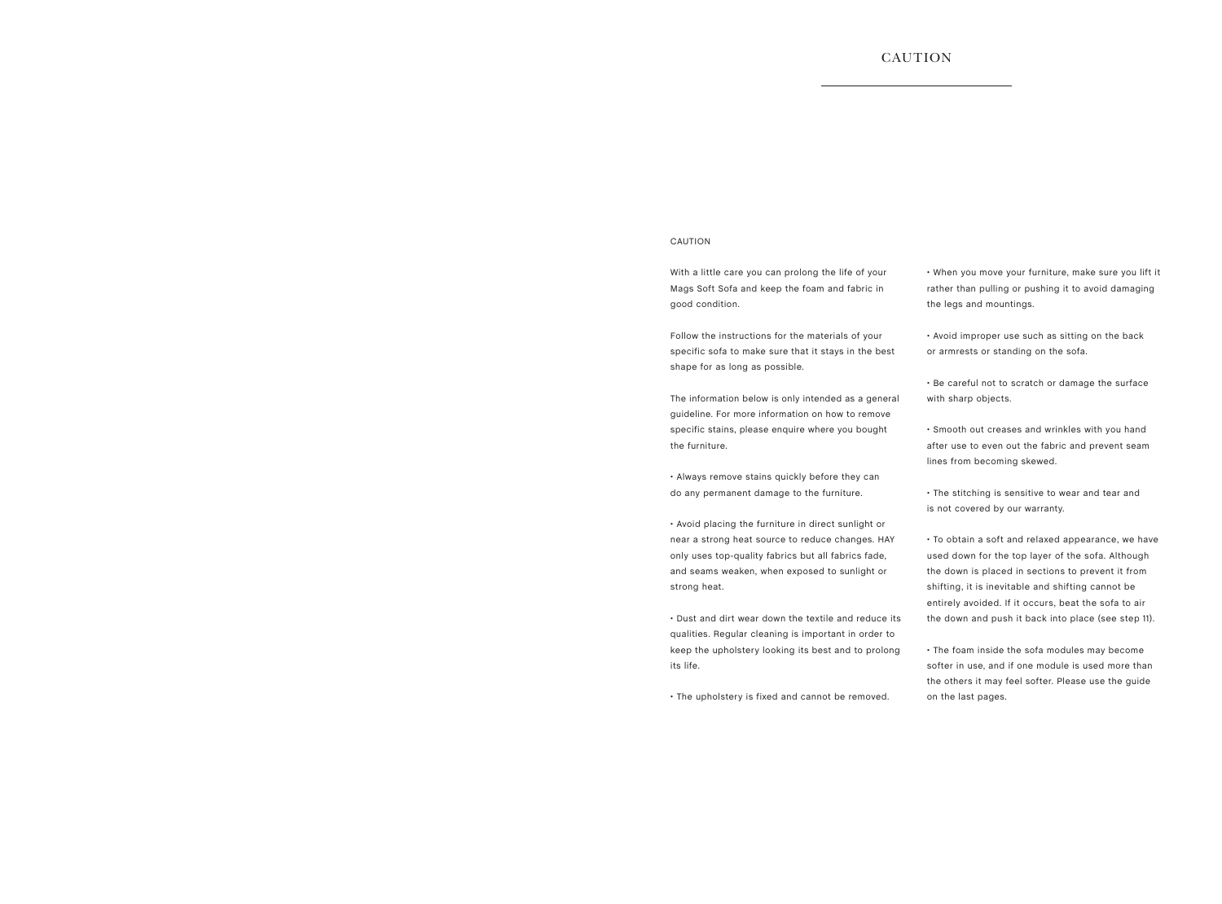# CAUTION

## CAUTION

With a little care you can prolong the life of your Mags Soft Sofa and keep the foam and fabric in good condition.

Follow the instructions for the materials of your specific sofa to make sure that it stays in the best shape for as long as possible.

The information below is only intended as a general guideline. For more information on how to remove specific stains, please enquire where you bought the furniture.

• Always remove stains quickly before they can do any permanent damage to the furniture.

• Avoid placing the furniture in direct sunlight or near a strong heat source to reduce changes. HAY only uses top-quality fabrics but all fabrics fade, and seams weaken, when exposed to sunlight or strong heat.

• Dust and dirt wear down the textile and reduce its qualities. Regular cleaning is important in order to keep the upholstery looking its best and to prolong its life.

• The upholstery is fixed and cannot be removed.

• When you move your furniture, make sure you lift it rather than pulling or pushing it to avoid damaging the legs and mountings.

• Avoid improper use such as sitting on the back or armrests or standing on the sofa.

• Be careful not to scratch or damage the surface with sharp objects.

• Smooth out creases and wrinkles with you hand after use to even out the fabric and prevent seam lines from becoming skewed.

• The stitching is sensitive to wear and tear and is not covered by our warranty.

• To obtain a soft and relaxed appearance, we have used down for the top layer of the sofa. Although the down is placed in sections to prevent it from shifting, it is inevitable and shifting cannot be entirely avoided. If it occurs, beat the sofa to air the down and push it back into place (see step 11).

• The foam inside the sofa modules may become softer in use, and if one module is used more than the others it may feel softer. Please use the guide on the last pages.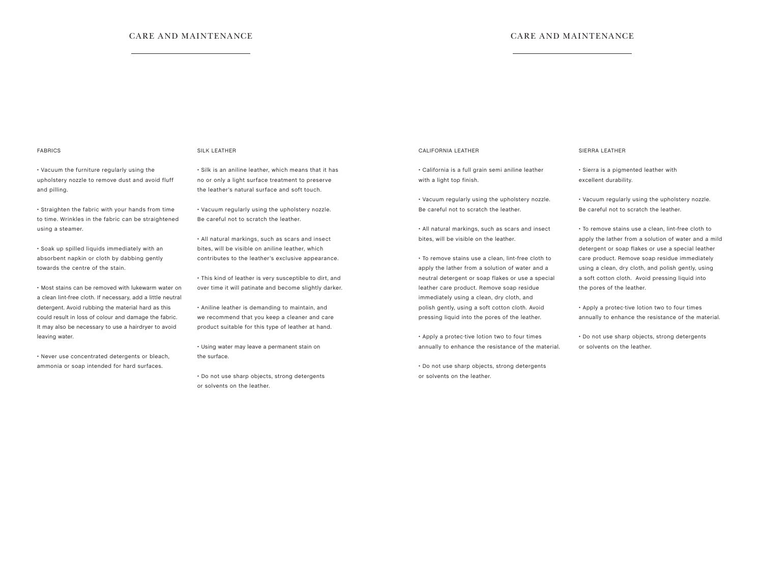# CARE AND MAINTENANCE

## FABRICS

• Vacuum the furniture regularly using the upholstery nozzle to remove dust and avoid fluff and pilling.

• Straighten the fabric with your hands from time to time. Wrinkles in the fabric can be straightened using a steamer.

• Soak up spilled liquids immediately with an absorbent napkin or cloth by dabbing gently towards the centre of the stain.

• Most stains can be removed with lukewarm water on a clean lint-free cloth. If necessary, add a little neutral detergent. Avoid rubbing the material hard as this could result in loss of colour and damage the fabric. It may also be necessary to use a hairdryer to avoid leaving water.

• Never use concentrated detergents or bleach, ammonia or soap intended for hard surfaces.

## SILK LEATHER

• Silk is an aniline leather, which means that it has no or only a light surface treatment to preserve the leather's natural surface and soft touch.

• Vacuum regularly using the upholstery nozzle. Be careful not to scratch the leather.

• All natural markings, such as scars and insect bites, will be visible on aniline leather, which contributes to the leather's exclusive appearance.

• This kind of leather is very susceptible to dirt, and over time it will patinate and become slightly darker.

• Aniline leather is demanding to maintain, and we recommend that you keep a cleaner and care product suitable for this type of leather at hand.

• Using water may leave a permanent stain on the surface.

• Do not use sharp objects, strong detergents or solvents on the leather.

# CARE AND MAINTENANCE

## CALIFORNIA LEATHER

• California is a full grain semi aniline leather with a light top finish.

• Vacuum regularly using the upholstery nozzle. Be careful not to scratch the leather.

• All natural markings, such as scars and insect bites, will be visible on the leather.

• To remove stains use a clean, lint-free cloth to apply the lather from a solution of water and a neutral detergent or soap flakes or use a special leather care product. Remove soap residue immediately using a clean, dry cloth, and polish gently, using a soft cotton cloth. Avoid pressing liquid into the pores of the leather.

• Apply a protec-tive lotion two to four times annually to enhance the resistance of the material.

• Do not use sharp objects, strong detergents or solvents on the leather.

## SIERRA LEATHER

• Sierra is a pigmented leather with excellent durability.

• Vacuum regularly using the upholstery nozzle. Be careful not to scratch the leather.

• To remove stains use a clean, lint-free cloth to apply the lather from a solution of water and a mild detergent or soap flakes or use a special leather care product. Remove soap residue immediately using a clean, dry cloth, and polish gently, using a soft cotton cloth. Avoid pressing liquid into the pores of the leather.

• Apply a protec-tive lotion two to four times annually to enhance the resistance of the material.

• Do not use sharp objects, strong detergents or solvents on the leather.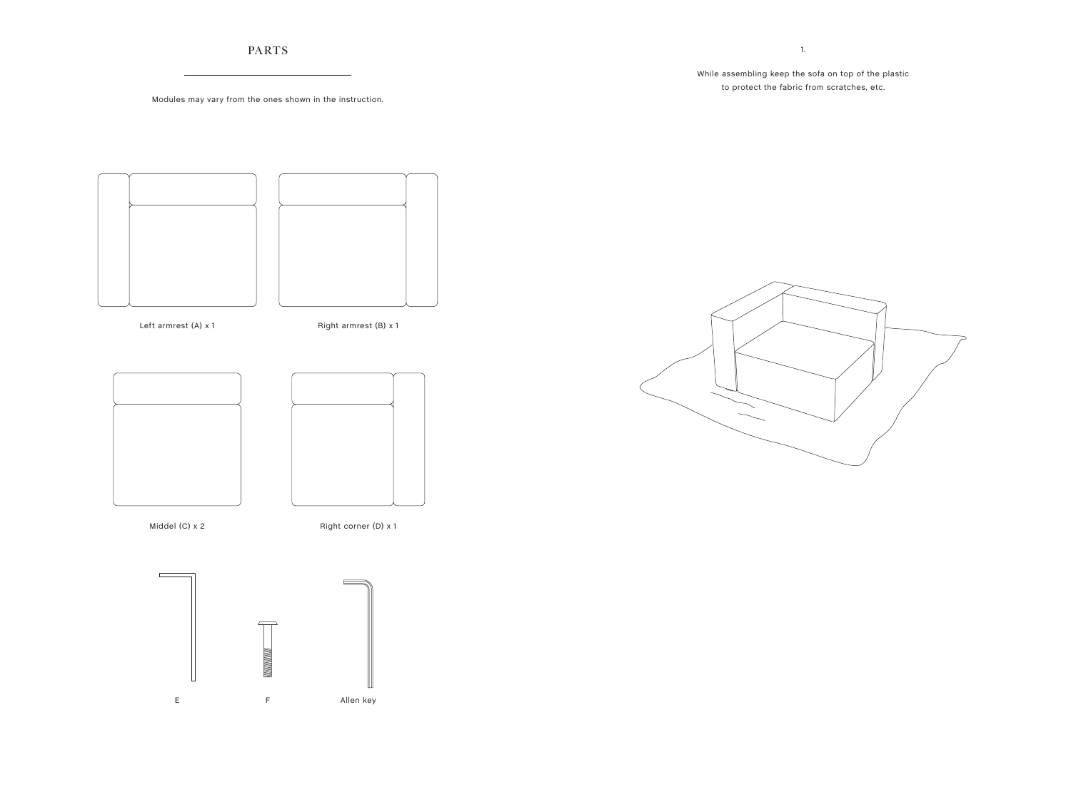## PARTS

Modules may vary from the ones shown in the instruction.

Left armrest (A) x 1

Right armrest (B) x 1

Middel (C) x 2

Right corner (D) x 1

E

F

Allen key

1.

While assembling keep the sofa on top of the plastic to protect the fabric from scratches, etc.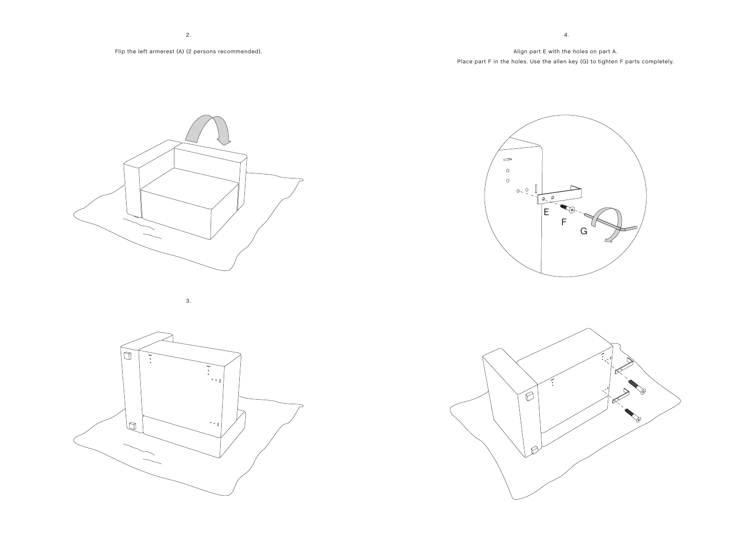2.

Flip the left armerest (A) (2 persons recommended).

3.

4.

Align part E with the holes on part A.
Place part F in the holes. Use the allen key (G) to tighten F parts completely.

E

F

G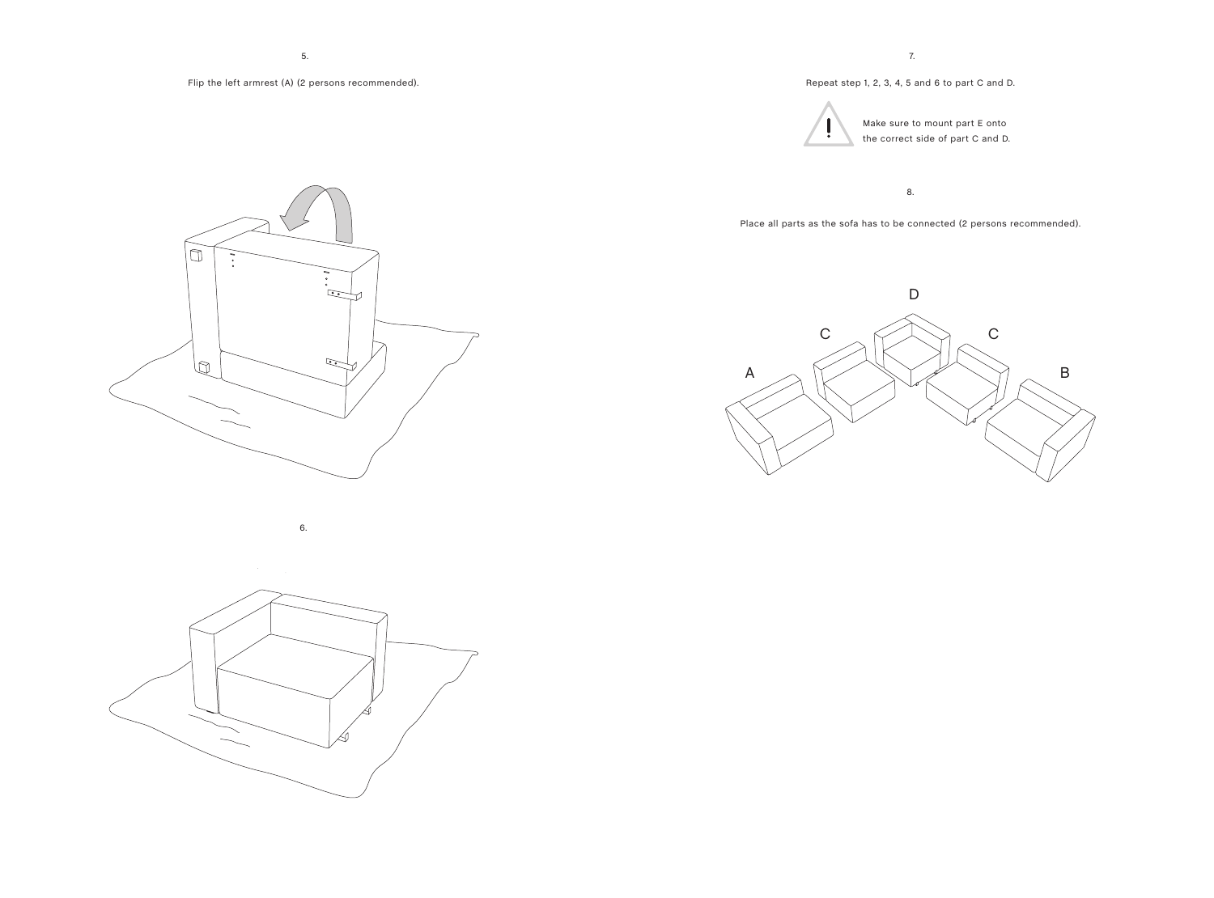5.

Flip the left armrest (A) (2 persons recommended).

6.

7.

Repeat step 1, 2, 3, 4, 5 and 6 to part C and D.

Make sure to mount part E onto the correct side of part C and D.

8.

Place all parts as the sofa has to be connected (2 persons recommended).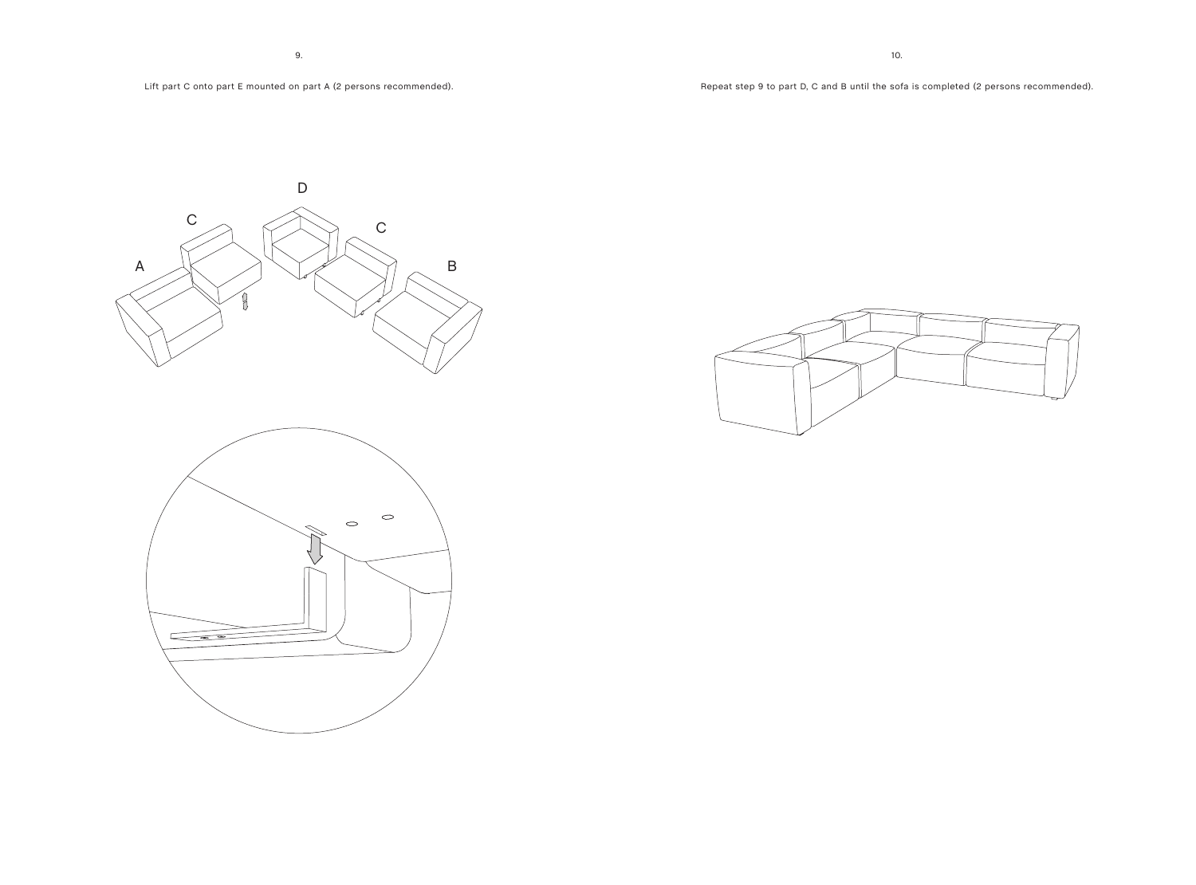9.

Lift part C onto part E mounted on part A (2 persons recommended).

10.

Repeat step 9 to part D, C and B until the sofa is completed (2 persons recommended).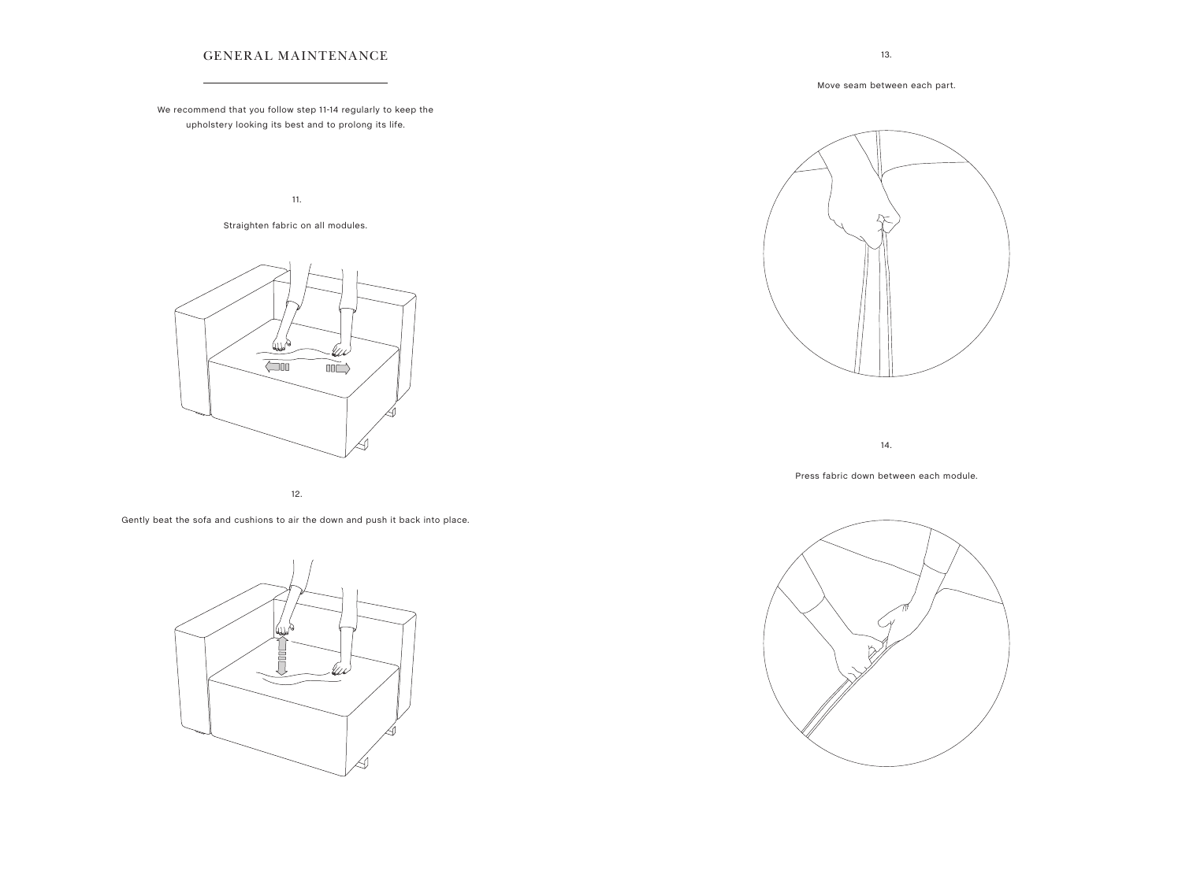# GENERAL MAINTENANCE

We recommend that you follow step 11-14 regularly to keep the upholstery looking its best and to prolong its life.

11.

Straighten fabric on all modules.

12.

Gently beat the sofa and cushions to air the down and push it back into place.

13.

Move seam between each part.

14.

Press fabric down between each module.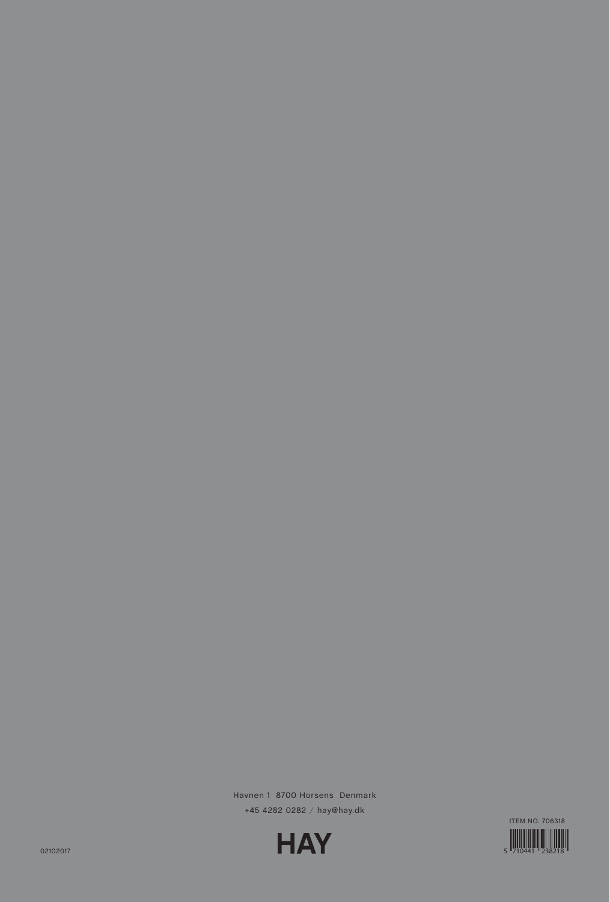Havnen 1 8700 Horsens Denmark

+45 4282 0282 / hay@hay.dk

**HAY**

02102017

ITEM NO. 706318

5 710441 238218